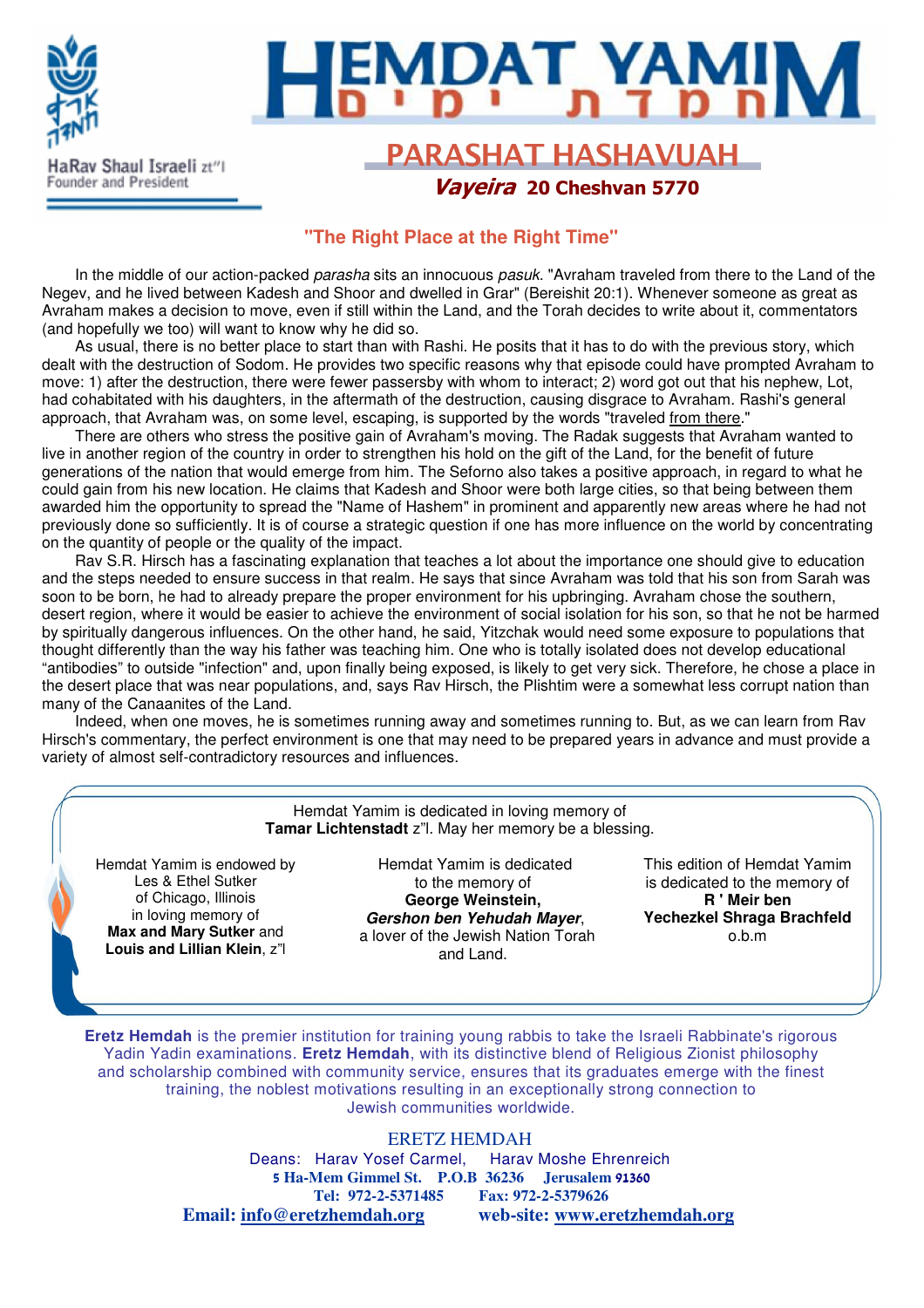HaRav Shaul Israeli zt"l
Founder and President

# HEMDAT YAMIM
# חמדת ימים

## PARASHAT HASHAVUAH

***Vayeira*** **20 Cheshvan 5770**

### "The Right Place at the Right Time"

In the middle of our action-packed *parasha* sits an innocuous *pasuk*. "Avraham traveled from there to the Land of the Negev, and he lived between Kadesh and Shoor and dwelled in Grar" (Bereishit 20:1). Whenever someone as great as Avraham makes a decision to move, even if still within the Land, and the Torah decides to write about it, commentators (and hopefully we too) will want to know why he did so.

As usual, there is no better place to start than with Rashi. He posits that it has to do with the previous story, which dealt with the destruction of Sodom. He provides two specific reasons why that episode could have prompted Avraham to move: 1) after the destruction, there were fewer passersby with whom to interact; 2) word got out that his nephew, Lot, had cohabitated with his daughters, in the aftermath of the destruction, causing disgrace to Avraham. Rashi's general approach, that Avraham was, on some level, escaping, is supported by the words "traveled from there."

There are others who stress the positive gain of Avraham's moving. The Radak suggests that Avraham wanted to live in another region of the country in order to strengthen his hold on the gift of the Land, for the benefit of future generations of the nation that would emerge from him. The Seforno also takes a positive approach, in regard to what he could gain from his new location. He claims that Kadesh and Shoor were both large cities, so that being between them awarded him the opportunity to spread the "Name of Hashem" in prominent and apparently new areas where he had not previously done so sufficiently. It is of course a strategic question if one has more influence on the world by concentrating on the quantity of people or the quality of the impact.

Rav S.R. Hirsch has a fascinating explanation that teaches a lot about the importance one should give to education and the steps needed to ensure success in that realm. He says that since Avraham was told that his son from Sarah was soon to be born, he had to already prepare the proper environment for his upbringing. Avraham chose the southern, desert region, where it would be easier to achieve the environment of social isolation for his son, so that he not be harmed by spiritually dangerous influences. On the other hand, he said, Yitzchak would need some exposure to populations that thought differently than the way his father was teaching him. One who is totally isolated does not develop educational "antibodies" to outside "infection" and, upon finally being exposed, is likely to get very sick. Therefore, he chose a place in the desert place that was near populations, and, says Rav Hirsch, the Plishtim were a somewhat less corrupt nation than many of the Canaanites of the Land.

Indeed, when one moves, he is sometimes running away and sometimes running to. But, as we can learn from Rav Hirsch's commentary, the perfect environment is one that may need to be prepared years in advance and must provide a variety of almost self-contradictory resources and influences.

---

Hemdat Yamim is dedicated in loving memory of
**Tamar Lichtenstadt** z"l. May her memory be a blessing.

Hemdat Yamim is endowed by Les & Ethel Sutker of Chicago, Illinois in loving memory of **Max and Mary Sutker** and **Louis and Lillian Klein**, z"l

Hemdat Yamim is dedicated to the memory of **George Weinstein,** ***Gershon ben Yehudah Mayer***, a lover of the Jewish Nation Torah and Land.

This edition of Hemdat Yamim is dedicated to the memory of **R ' Meir ben Yechezkel Shraga Brachfeld** o.b.m

---

**Eretz Hemdah** is the premier institution for training young rabbis to take the Israeli Rabbinate's rigorous Yadin Yadin examinations. **Eretz Hemdah**, with its distinctive blend of Religious Zionist philosophy and scholarship combined with community service, ensures that its graduates emerge with the finest training, the noblest motivations resulting in an exceptionally strong connection to Jewish communities worldwide.

ERETZ HEMDAH
Deans: Harav Yosef Carmel, Harav Moshe Ehrenreich
**5 Ha-Mem Gimmel St. P.O.B 36236 Jerusalem 91360**
**Tel: 972-2-5371485 Fax: 972-2-5379626**
**Email: info@eretzhemdah.org web-site: www.eretzhemdah.org**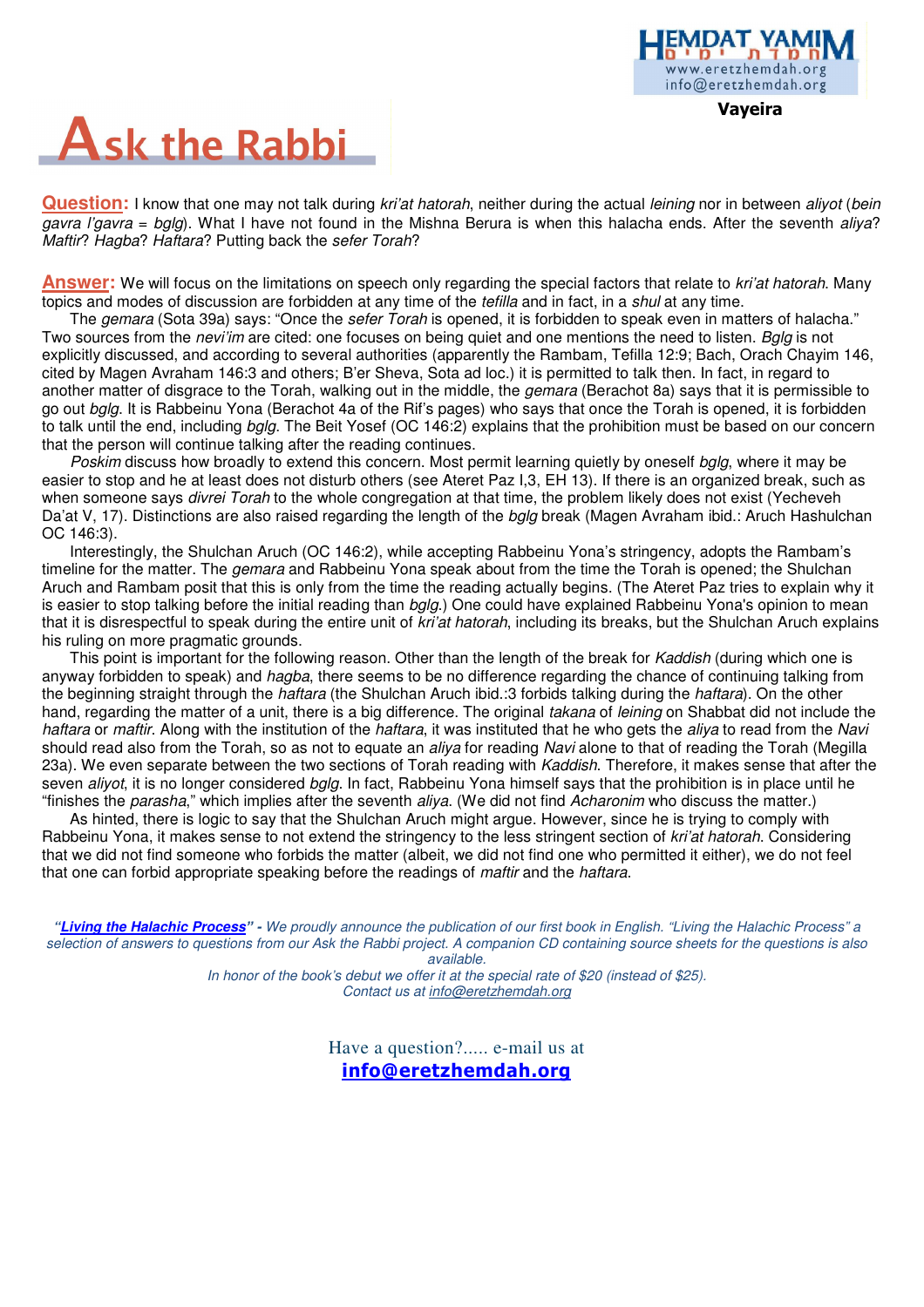Vayeira

# Ask the Rabbi

**Question:** I know that one may not talk during *kri'at hatorah*, neither during the actual *leining* nor in between *aliyot* (*bein gavra l'gavra* = *bglg*). What I have not found in the Mishna Berura is when this halacha ends. After the seventh *aliya*? *Maftir*? *Hagba*? *Haftara*? Putting back the *sefer Torah*?

**Answer:** We will focus on the limitations on speech only regarding the special factors that relate to *kri'at hatorah*. Many topics and modes of discussion are forbidden at any time of the *tefilla* and in fact, in a *shul* at any time.

The *gemara* (Sota 39a) says: "Once the *sefer Torah* is opened, it is forbidden to speak even in matters of halacha." Two sources from the *nevi'im* are cited: one focuses on being quiet and one mentions the need to listen. *Bglg* is not explicitly discussed, and according to several authorities (apparently the Rambam, Tefilla 12:9; Bach, Orach Chayim 146, cited by Magen Avraham 146:3 and others; B'er Sheva, Sota ad loc.) it is permitted to talk then. In fact, in regard to another matter of disgrace to the Torah, walking out in the middle, the *gemara* (Berachot 8a) says that it is permissible to go out *bglg*. It is Rabbeinu Yona (Berachot 4a of the Rif's pages) who says that once the Torah is opened, it is forbidden to talk until the end, including *bglg*. The Beit Yosef (OC 146:2) explains that the prohibition must be based on our concern that the person will continue talking after the reading continues.

*Poskim* discuss how broadly to extend this concern. Most permit learning quietly by oneself *bglg*, where it may be easier to stop and he at least does not disturb others (see Ateret Paz I,3, EH 13). If there is an organized break, such as when someone says *divrei Torah* to the whole congregation at that time, the problem likely does not exist (Yecheveh Da'at V, 17). Distinctions are also raised regarding the length of the *bglg* break (Magen Avraham ibid.: Aruch Hashulchan OC 146:3).

Interestingly, the Shulchan Aruch (OC 146:2), while accepting Rabbeinu Yona's stringency, adopts the Rambam's timeline for the matter. The *gemara* and Rabbeinu Yona speak about from the time the Torah is opened; the Shulchan Aruch and Rambam posit that this is only from the time the reading actually begins. (The Ateret Paz tries to explain why it is easier to stop talking before the initial reading than *bglg*.) One could have explained Rabbeinu Yona's opinion to mean that it is disrespectful to speak during the entire unit of *kri'at hatorah*, including its breaks, but the Shulchan Aruch explains his ruling on more pragmatic grounds.

This point is important for the following reason. Other than the length of the break for *Kaddish* (during which one is anyway forbidden to speak) and *hagba*, there seems to be no difference regarding the chance of continuing talking from the beginning straight through the *haftara* (the Shulchan Aruch ibid.:3 forbids talking during the *haftara*). On the other hand, regarding the matter of a unit, there is a big difference. The original *takana* of *leining* on Shabbat did not include the *haftara* or *maftir*. Along with the institution of the *haftara*, it was instituted that he who gets the *aliya* to read from the *Navi* should read also from the Torah, so as not to equate an *aliya* for reading *Navi* alone to that of reading the Torah (Megilla 23a). We even separate between the two sections of Torah reading with *Kaddish*. Therefore, it makes sense that after the seven *aliyot*, it is no longer considered *bglg*. In fact, Rabbeinu Yona himself says that the prohibition is in place until he "finishes the *parasha*," which implies after the seventh *aliya*. (We did not find *Acharonim* who discuss the matter.)

As hinted, there is logic to say that the Shulchan Aruch might argue. However, since he is trying to comply with Rabbeinu Yona, it makes sense to not extend the stringency to the less stringent section of *kri'at hatorah*. Considering that we did not find someone who forbids the matter (albeit, we did not find one who permitted it either), we do not feel that one can forbid appropriate speaking before the readings of *maftir* and the *haftara*.

*"**Living the Halachic Process**" - We proudly announce the publication of our first book in English. "Living the Halachic Process" a selection of answers to questions from our Ask the Rabbi project. A companion CD containing source sheets for the questions is also available.*
*In honor of the book's debut we offer it at the special rate of $20 (instead of $25).*
*Contact us at info@eretzhemdah.org*

Have a question?..... e-mail us at
**info@eretzhemdah.org**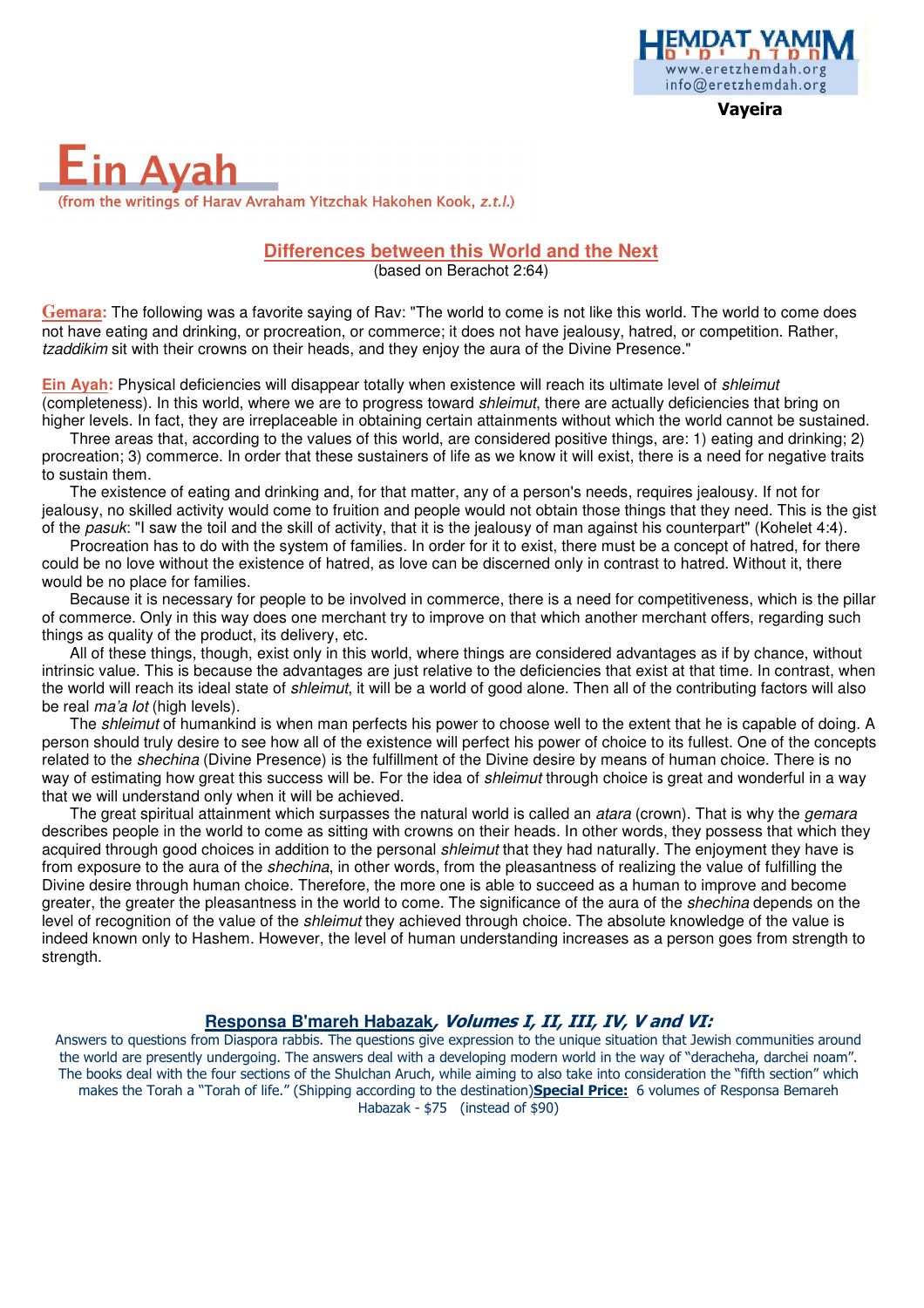# Ein Ayah

(from the writings of Harav Avraham Yitzchak Hakohen Kook, *z.t.l.*)

## Differences between this World and the Next

(based on Berachot 2:64)

**Gemara:** The following was a favorite saying of Rav: "The world to come is not like this world. The world to come does not have eating and drinking, or procreation, or commerce; it does not have jealousy, hatred, or competition. Rather, *tzaddikim* sit with their crowns on their heads, and they enjoy the aura of the Divine Presence."

**Ein Ayah:** Physical deficiencies will disappear totally when existence will reach its ultimate level of *shleimut* (completeness). In this world, where we are to progress toward *shleimut*, there are actually deficiencies that bring on higher levels. In fact, they are irreplaceable in obtaining certain attainments without which the world cannot be sustained.

Three areas that, according to the values of this world, are considered positive things, are: 1) eating and drinking; 2) procreation; 3) commerce. In order that these sustainers of life as we know it will exist, there is a need for negative traits to sustain them.

The existence of eating and drinking and, for that matter, any of a person's needs, requires jealousy. If not for jealousy, no skilled activity would come to fruition and people would not obtain those things that they need. This is the gist of the *pasuk*: "I saw the toil and the skill of activity, that it is the jealousy of man against his counterpart" (Kohelet 4:4).

Procreation has to do with the system of families. In order for it to exist, there must be a concept of hatred, for there could be no love without the existence of hatred, as love can be discerned only in contrast to hatred. Without it, there would be no place for families.

Because it is necessary for people to be involved in commerce, there is a need for competitiveness, which is the pillar of commerce. Only in this way does one merchant try to improve on that which another merchant offers, regarding such things as quality of the product, its delivery, etc.

All of these things, though, exist only in this world, where things are considered advantages as if by chance, without intrinsic value. This is because the advantages are just relative to the deficiencies that exist at that time. In contrast, when the world will reach its ideal state of *shleimut*, it will be a world of good alone. Then all of the contributing factors will also be real *ma'a lot* (high levels).

The *shleimut* of humankind is when man perfects his power to choose well to the extent that he is capable of doing. A person should truly desire to see how all of the existence will perfect his power of choice to its fullest. One of the concepts related to the *shechina* (Divine Presence) is the fulfillment of the Divine desire by means of human choice. There is no way of estimating how great this success will be. For the idea of *shleimut* through choice is great and wonderful in a way that we will understand only when it will be achieved.

The great spiritual attainment which surpasses the natural world is called an *atara* (crown). That is why the *gemara* describes people in the world to come as sitting with crowns on their heads. In other words, they possess that which they acquired through good choices in addition to the personal *shleimut* that they had naturally. The enjoyment they have is from exposure to the aura of the *shechina*, in other words, from the pleasantness of realizing the value of fulfilling the Divine desire through human choice. Therefore, the more one is able to succeed as a human to improve and become greater, the greater the pleasantness in the world to come. The significance of the aura of the *shechina* depends on the level of recognition of the value of the *shleimut* they achieved through choice. The absolute knowledge of the value is indeed known only to Hashem. However, the level of human understanding increases as a person goes from strength to strength.

### Responsa B'mareh Habazak, *Volumes I, II, III, IV, V and VI:*

Answers to questions from Diaspora rabbis. The questions give expression to the unique situation that Jewish communities around the world are presently undergoing. The answers deal with a developing modern world in the way of "deracheha, darchei noam". The books deal with the four sections of the Shulchan Aruch, while aiming to also take into consideration the "fifth section" which makes the Torah a "Torah of life." (Shipping according to the destination)**Special Price:** 6 volumes of Responsa Bemareh Habazak - $75 (instead of $90)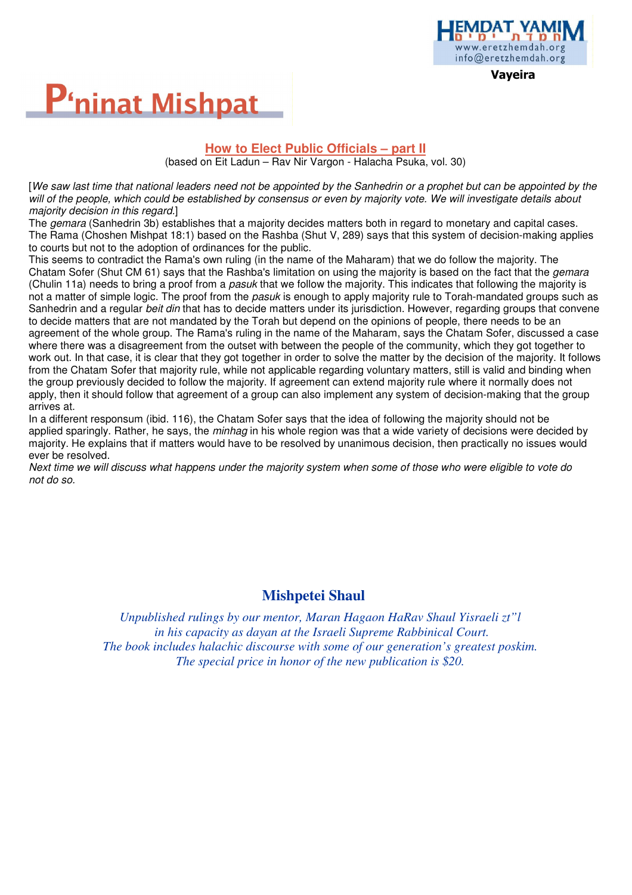Vayeira

# P'ninat Mishpat

## How to Elect Public Officials – part II

(based on Eit Ladun – Rav Nir Vargon - Halacha Psuka, vol. 30)

[*We saw last time that national leaders need not be appointed by the Sanhedrin or a prophet but can be appointed by the will of the people, which could be established by consensus or even by majority vote. We will investigate details about majority decision in this regard.*]

The *gemara* (Sanhedrin 3b) establishes that a majority decides matters both in regard to monetary and capital cases. The Rama (Choshen Mishpat 18:1) based on the Rashba (Shut V, 289) says that this system of decision-making applies to courts but not to the adoption of ordinances for the public.

This seems to contradict the Rama's own ruling (in the name of the Maharam) that we do follow the majority. The Chatam Sofer (Shut CM 61) says that the Rashba's limitation on using the majority is based on the fact that the *gemara* (Chulin 11a) needs to bring a proof from a *pasuk* that we follow the majority. This indicates that following the majority is not a matter of simple logic. The proof from the *pasuk* is enough to apply majority rule to Torah-mandated groups such as Sanhedrin and a regular *beit din* that has to decide matters under its jurisdiction. However, regarding groups that convene to decide matters that are not mandated by the Torah but depend on the opinions of people, there needs to be an agreement of the whole group. The Rama's ruling in the name of the Maharam, says the Chatam Sofer, discussed a case where there was a disagreement from the outset with between the people of the community, which they got together to work out. In that case, it is clear that they got together in order to solve the matter by the decision of the majority. It follows from the Chatam Sofer that majority rule, while not applicable regarding voluntary matters, still is valid and binding when the group previously decided to follow the majority. If agreement can extend majority rule where it normally does not apply, then it should follow that agreement of a group can also implement any system of decision-making that the group arrives at.

In a different responsum (ibid. 116), the Chatam Sofer says that the idea of following the majority should not be applied sparingly. Rather, he says, the *minhag* in his whole region was that a wide variety of decisions were decided by majority. He explains that if matters would have to be resolved by unanimous decision, then practically no issues would ever be resolved.

*Next time we will discuss what happens under the majority system when some of those who were eligible to vote do not do so.*

## Mishpetei Shaul

*Unpublished rulings by our mentor, Maran Hagaon HaRav Shaul Yisraeli zt"l*
*in his capacity as dayan at the Israeli Supreme Rabbinical Court.*
*The book includes halachic discourse with some of our generation's greatest poskim.*
*The special price in honor of the new publication is $20.*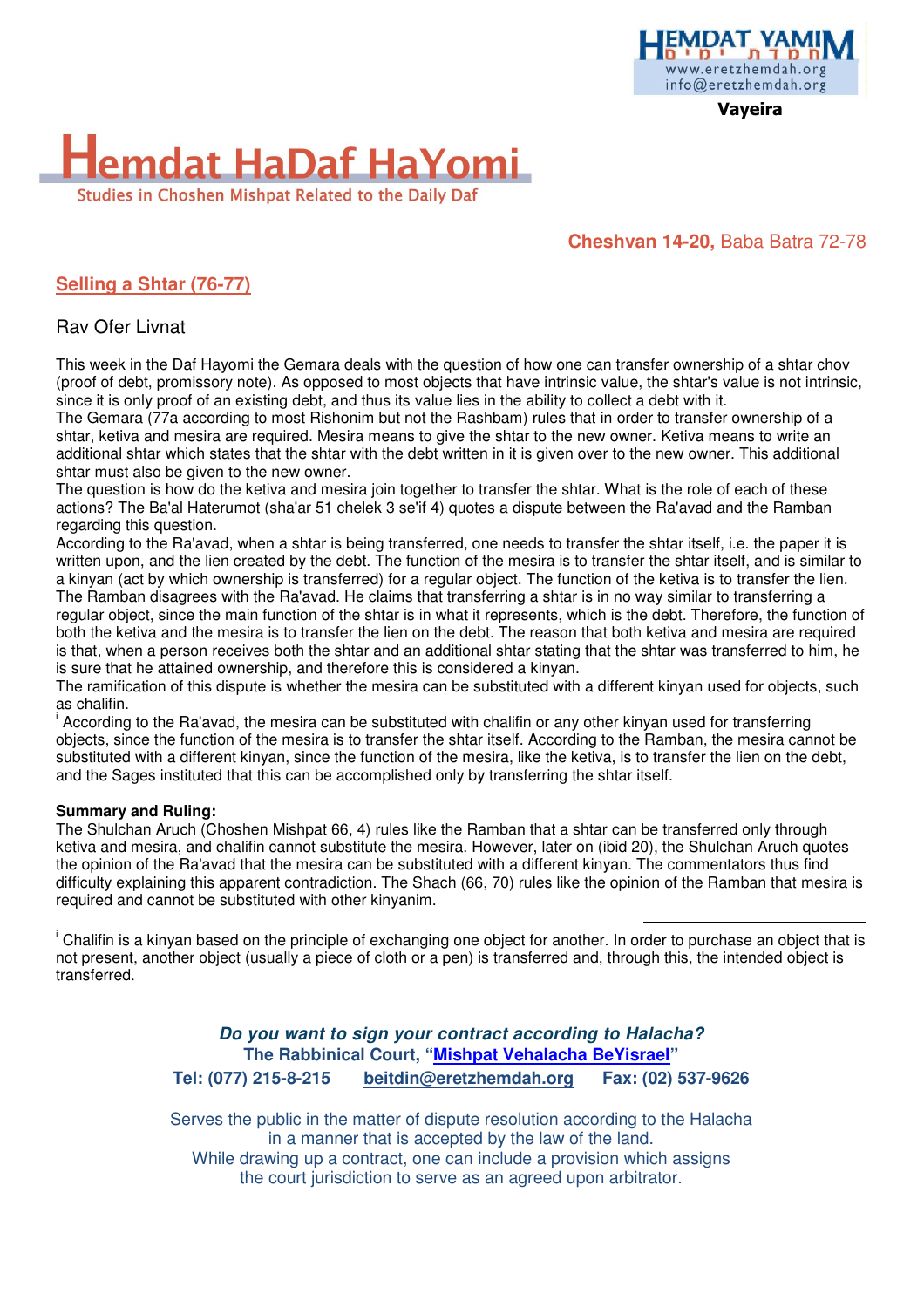Vayeira

# Hemdat HaDaf HaYomi

Studies in Choshen Mishpat Related to the Daily Daf

**Cheshvan 14-20,** Baba Batra 72-78

## Selling a Shtar (76-77)

Rav Ofer Livnat

This week in the Daf Hayomi the Gemara deals with the question of how one can transfer ownership of a shtar chov (proof of debt, promissory note). As opposed to most objects that have intrinsic value, the shtar's value is not intrinsic, since it is only proof of an existing debt, and thus its value lies in the ability to collect a debt with it.

The Gemara (77a according to most Rishonim but not the Rashbam) rules that in order to transfer ownership of a shtar, ketiva and mesira are required. Mesira means to give the shtar to the new owner. Ketiva means to write an additional shtar which states that the shtar with the debt written in it is given over to the new owner. This additional shtar must also be given to the new owner.

The question is how do the ketiva and mesira join together to transfer the shtar. What is the role of each of these actions? The Ba'al Haterumot (sha'ar 51 chelek 3 se'if 4) quotes a dispute between the Ra'avad and the Ramban regarding this question.

According to the Ra'avad, when a shtar is being transferred, one needs to transfer the shtar itself, i.e. the paper it is written upon, and the lien created by the debt. The function of the mesira is to transfer the shtar itself, and is similar to a kinyan (act by which ownership is transferred) for a regular object. The function of the ketiva is to transfer the lien.

The Ramban disagrees with the Ra'avad. He claims that transferring a shtar is in no way similar to transferring a regular object, since the main function of the shtar is in what it represents, which is the debt. Therefore, the function of both the ketiva and the mesira is to transfer the lien on the debt. The reason that both ketiva and mesira are required is that, when a person receives both the shtar and an additional shtar stating that the shtar was transferred to him, he is sure that he attained ownership, and therefore this is considered a kinyan.

The ramification of this dispute is whether the mesira can be substituted with a different kinyan used for objects, such as chalifin.[i] According to the Ra'avad, the mesira can be substituted with chalifin or any other kinyan used for transferring objects, since the function of the mesira is to transfer the shtar itself. According to the Ramban, the mesira cannot be substituted with a different kinyan, since the function of the mesira, like the ketiva, is to transfer the lien on the debt, and the Sages instituted that this can be accomplished only by transferring the shtar itself.

**Summary and Ruling:**

The Shulchan Aruch (Choshen Mishpat 66, 4) rules like the Ramban that a shtar can be transferred only through ketiva and mesira, and chalifin cannot substitute the mesira. However, later on (ibid 20), the Shulchan Aruch quotes the opinion of the Ra'avad that the mesira can be substituted with a different kinyan. The commentators thus find difficulty explaining this apparent contradiction. The Shach (66, 70) rules like the opinion of the Ramban that mesira is required and cannot be substituted with other kinyanim.

---

[i] Chalifin is a kinyan based on the principle of exchanging one object for another. In order to purchase an object that is not present, another object (usually a piece of cloth or a pen) is transferred and, through this, the intended object is transferred.

***Do you want to sign your contract according to Halacha?***

**The Rabbinical Court, "Mishpat Vehalacha BeYisrael"**

**Tel: (077) 215-8-215** **beitdin@eretzhemdah.org** **Fax: (02) 537-9626**

Serves the public in the matter of dispute resolution according to the Halacha in a manner that is accepted by the law of the land.
While drawing up a contract, one can include a provision which assigns the court jurisdiction to serve as an agreed upon arbitrator.